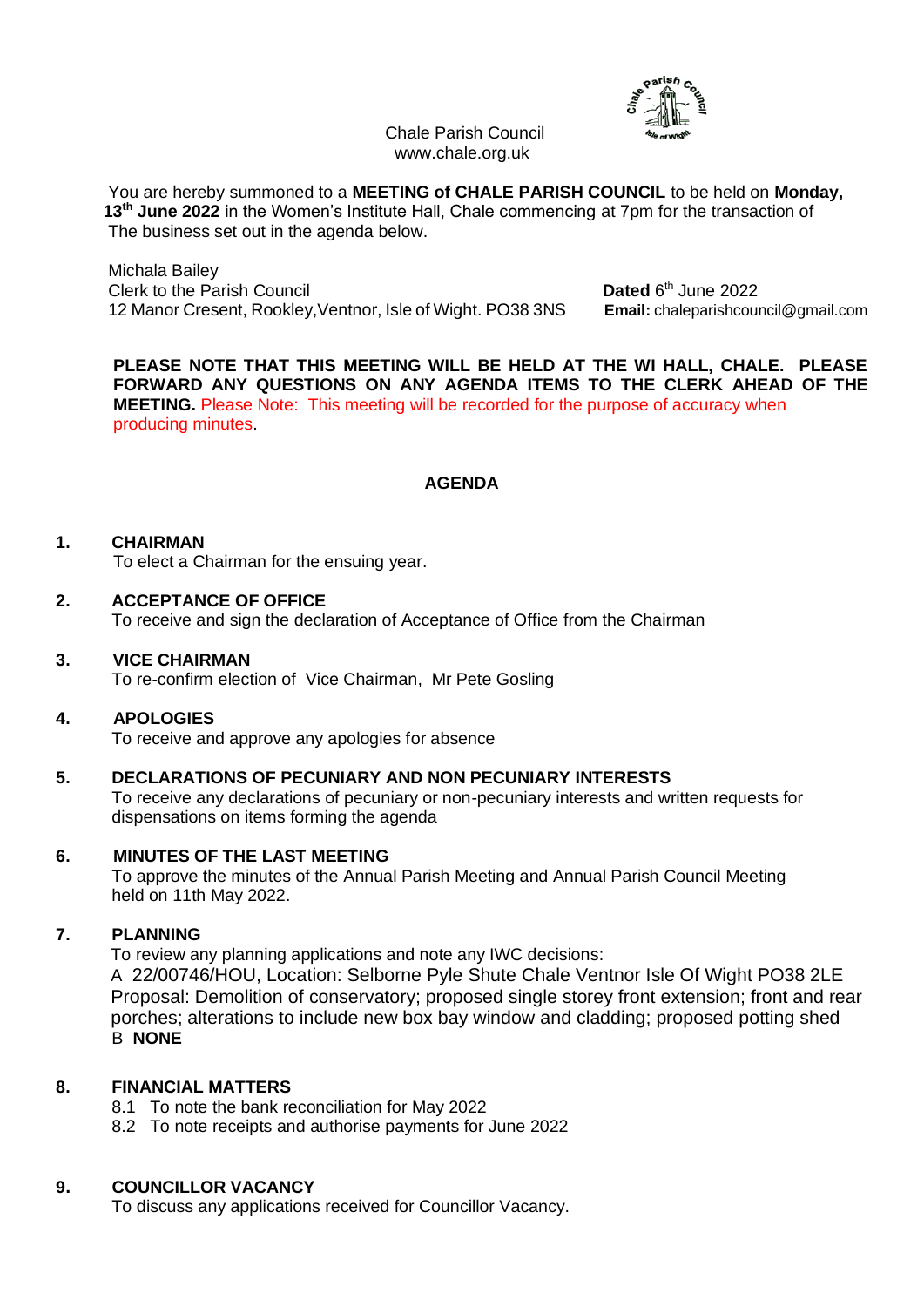Chale Parish Council
www.chale.org.uk

You are hereby summoned to a **MEETING of CHALE PARISH COUNCIL** to be held on **Monday, 13th June 2022** in the Women's Institute Hall, Chale commencing at 7pm for the transaction of The business set out in the agenda below.

Michala Bailey
Clerk to the Parish Council
12 Manor Cresent, Rookley,Ventnor, Isle of Wight. PO38 3NS

**Dated** 6th June 2022
**Email:** chaleparishcouncil@gmail.com

**PLEASE NOTE THAT THIS MEETING WILL BE HELD AT THE WI HALL, CHALE. PLEASE FORWARD ANY QUESTIONS ON ANY AGENDA ITEMS TO THE CLERK AHEAD OF THE MEETING.** Please Note: This meeting will be recorded for the purpose of accuracy when producing minutes.

## AGENDA

**1. CHAIRMAN**
To elect a Chairman for the ensuing year.

**2. ACCEPTANCE OF OFFICE**
To receive and sign the declaration of Acceptance of Office from the Chairman

**3. VICE CHAIRMAN**
To re-confirm election of Vice Chairman, Mr Pete Gosling

**4. APOLOGIES**
To receive and approve any apologies for absence

**5. DECLARATIONS OF PECUNIARY AND NON PECUNIARY INTERESTS**
To receive any declarations of pecuniary or non-pecuniary interests and written requests for dispensations on items forming the agenda

**6. MINUTES OF THE LAST MEETING**
To approve the minutes of the Annual Parish Meeting and Annual Parish Council Meeting held on 11th May 2022.

**7. PLANNING**
To review any planning applications and note any IWC decisions:
A 22/00746/HOU, Location: Selborne Pyle Shute Chale Ventnor Isle Of Wight PO38 2LE Proposal: Demolition of conservatory; proposed single storey front extension; front and rear porches; alterations to include new box bay window and cladding; proposed potting shed
B **NONE**

**8. FINANCIAL MATTERS**
8.1 To note the bank reconciliation for May 2022
8.2 To note receipts and authorise payments for June 2022

**9. COUNCILLOR VACANCY**
To discuss any applications received for Councillor Vacancy.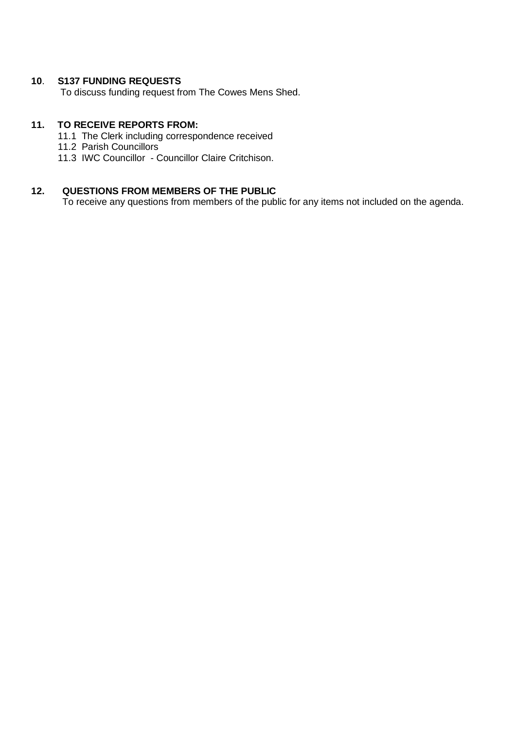**10**. **S137 FUNDING REQUESTS**

To discuss funding request from The Cowes Mens Shed.

**11. TO RECEIVE REPORTS FROM:**

11.1 The Clerk including correspondence received

11.2 Parish Councillors

11.3 IWC Councillor - Councillor Claire Critchison.

**12. QUESTIONS FROM MEMBERS OF THE PUBLIC**

To receive any questions from members of the public for any items not included on the agenda.